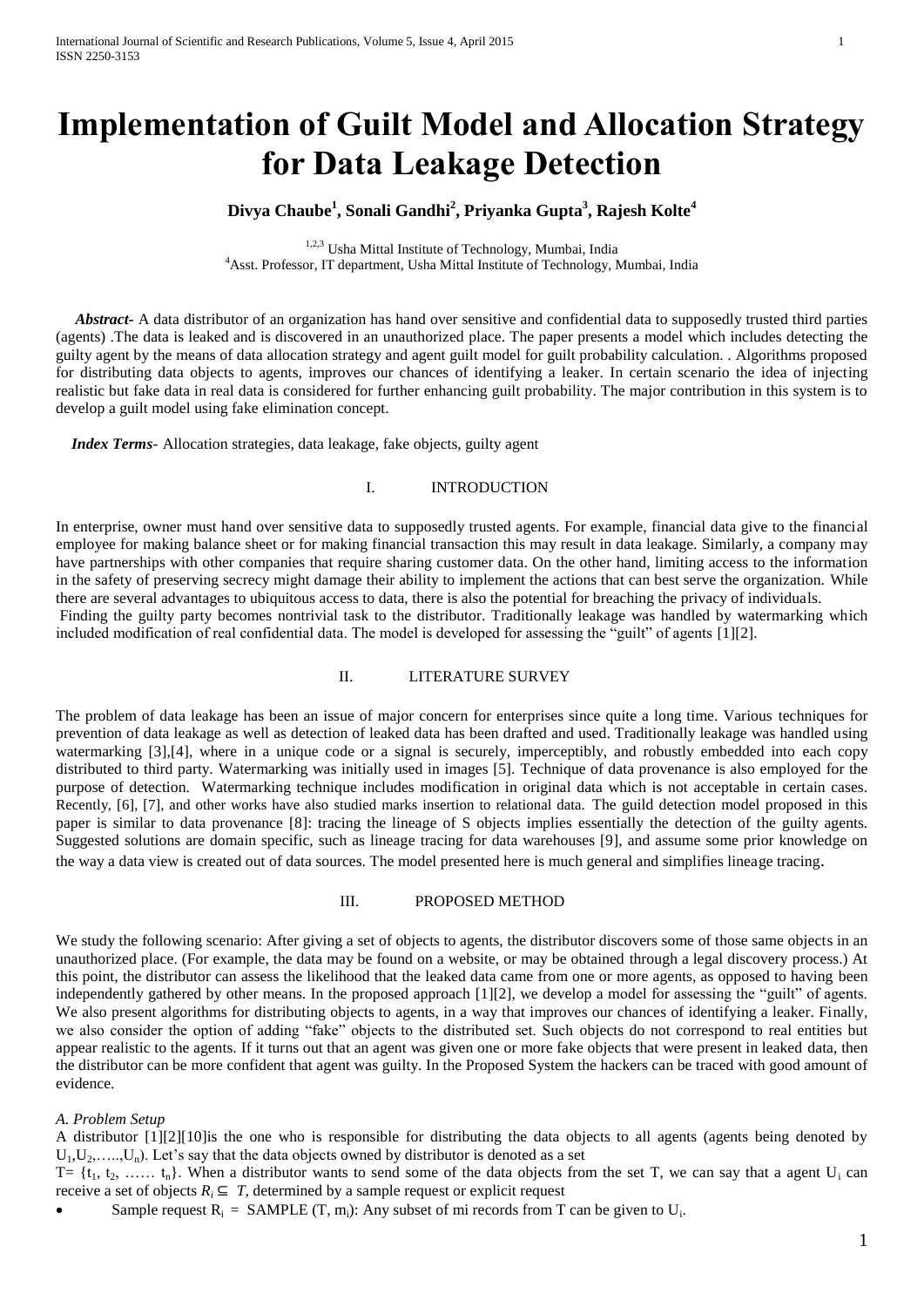# Implementation of Guilt Model and Allocation Strategy for Data Leakage Detection

**Divya Chaube[1], Sonali Gandhi[2], Priyanka Gupta[3], Rajesh Kolte[4]**

[1,2,3] Usha Mittal Institute of Technology, Mumbai, India
[4]Asst. Professor, IT department, Usha Mittal Institute of Technology, Mumbai, India

***Abstract-*** A data distributor of an organization has hand over sensitive and confidential data to supposedly trusted third parties (agents) .The data is leaked and is discovered in an unauthorized place. The paper presents a model which includes detecting the guilty agent by the means of data allocation strategy and agent guilt model for guilt probability calculation. . Algorithms proposed for distributing data objects to agents, improves our chances of identifying a leaker. In certain scenario the idea of injecting realistic but fake data in real data is considered for further enhancing guilt probability. The major contribution in this system is to develop a guilt model using fake elimination concept.

***Index Terms-*** Allocation strategies, data leakage, fake objects, guilty agent

## I. INTRODUCTION

In enterprise, owner must hand over sensitive data to supposedly trusted agents. For example, financial data give to the financial employee for making balance sheet or for making financial transaction this may result in data leakage. Similarly, a company may have partnerships with other companies that require sharing customer data. On the other hand, limiting access to the information in the safety of preserving secrecy might damage their ability to implement the actions that can best serve the organization. While there are several advantages to ubiquitous access to data, there is also the potential for breaching the privacy of individuals.
Finding the guilty party becomes nontrivial task to the distributor. Traditionally leakage was handled by watermarking which included modification of real confidential data. The model is developed for assessing the "guilt" of agents [1][2].

## II. LITERATURE SURVEY

The problem of data leakage has been an issue of major concern for enterprises since quite a long time. Various techniques for prevention of data leakage as well as detection of leaked data has been drafted and used. Traditionally leakage was handled using watermarking [3],[4], where in a unique code or a signal is securely, imperceptibly, and robustly embedded into each copy distributed to third party. Watermarking was initially used in images [5]. Technique of data provenance is also employed for the purpose of detection. Watermarking technique includes modification in original data which is not acceptable in certain cases. Recently, [6], [7], and other works have also studied marks insertion to relational data. The guild detection model proposed in this paper is similar to data provenance [8]: tracing the lineage of S objects implies essentially the detection of the guilty agents. Suggested solutions are domain specific, such as lineage tracing for data warehouses [9], and assume some prior knowledge on the way a data view is created out of data sources. The model presented here is much general and simplifies lineage tracing.

## III. PROPOSED METHOD

We study the following scenario: After giving a set of objects to agents, the distributor discovers some of those same objects in an unauthorized place. (For example, the data may be found on a website, or may be obtained through a legal discovery process.) At this point, the distributor can assess the likelihood that the leaked data came from one or more agents, as opposed to having been independently gathered by other means. In the proposed approach [1][2], we develop a model for assessing the "guilt" of agents. We also present algorithms for distributing objects to agents, in a way that improves our chances of identifying a leaker. Finally, we also consider the option of adding "fake" objects to the distributed set. Such objects do not correspond to real entities but appear realistic to the agents. If it turns out that an agent was given one or more fake objects that were present in leaked data, then the distributor can be more confident that agent was guilty. In the Proposed System the hackers can be traced with good amount of evidence.

### *A. Problem Setup*

A distributor [1][2][10]is the one who is responsible for distributing the data objects to all agents (agents being denoted by $U_1, U_2, \ldots, U_n$). Let's say that the data objects owned by distributor is denoted as a set
$T = \{t_1, t_2, \ldots\ldots t_n\}$. When a distributor wants to send some of the data objects from the set T, we can say that a agent $U_i$ can receive a set of objects $R_i \subseteq T$, determined by a sample request or explicit request

- Sample request $R_i$ = SAMPLE (T, $m_i$): Any subset of mi records from T can be given to $U_i$.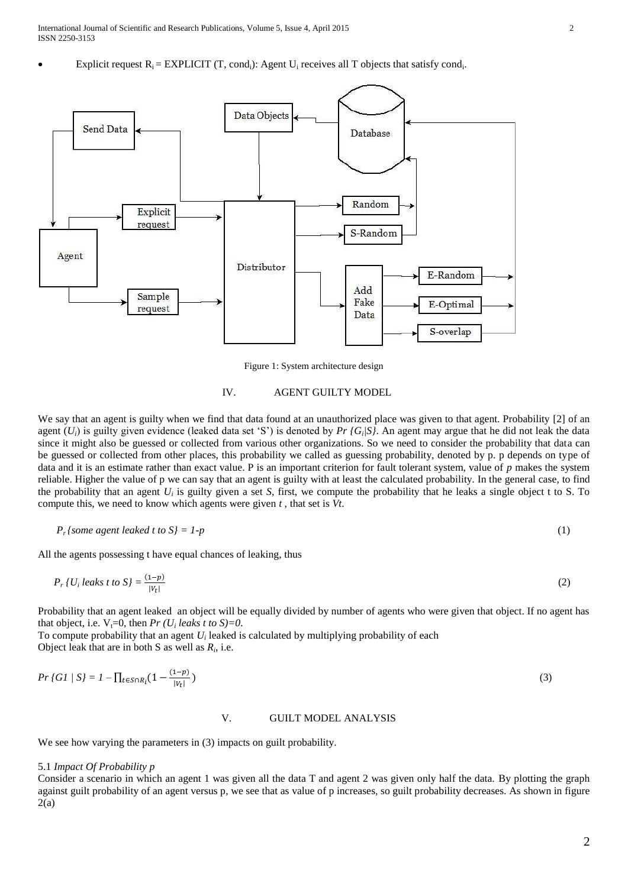- Explicit request $R_i$ = EXPLICIT (T, $cond_i$): Agent $U_i$ receives all T objects that satisfy $cond_i$.

Figure 1: System architecture design

## IV. AGENT GUILTY MODEL

We say that an agent is guilty when we find that data found at an unauthorized place was given to that agent. Probability [2] of an agent ($U_i$) is guilty given evidence (leaked data set 'S') is denoted by $Pr \{G_i|S\}$. An agent may argue that he did not leak the data since it might also be guessed or collected from various other organizations. So we need to consider the probability that data can be guessed or collected from other places, this probability we called as guessing probability, denoted by p. p depends on type of data and it is an estimate rather than exact value. P is an important criterion for fault tolerant system, value of *p* makes the system reliable. Higher the value of p we can say that an agent is guilty with at least the calculated probability. In the general case, to find the probability that an agent $U_i$ is guilty given a set *S*, first, we compute the probability that he leaks a single object t to S. To compute this, we need to know which agents were given *t* , that set is *Vt*.

$$P_r\{\text{some agent leaked } t \text{ to } S\} = 1-p \quad (1)$$

All the agents possessing t have equal chances of leaking, thus

$$P_r\{U_i \text{ leaks } t \text{ to } S\} = \frac{(1-p)}{|V_t|} \quad (2)$$

Probability that an agent leaked an object will be equally divided by number of agents who were given that object. If no agent has that object, i.e. $V_t$=0, then $Pr(U_i \text{ leaks } t \text{ to } S)=0$.
To compute probability that an agent $U_i$ leaked is calculated by multiplying probability of each
Object leak that are in both S as well as $R_i$, i.e.

$$Pr\{G1 \mid S\} = 1 - \prod_{t \in S \cap R_i}\left(1 - \frac{(1-p)}{|V_t|}\right) \quad (3)$$

## V. GUILT MODEL ANALYSIS

We see how varying the parameters in (3) impacts on guilt probability.

### 5.1 *Impact Of Probability p*

Consider a scenario in which an agent 1 was given all the data T and agent 2 was given only half the data. By plotting the graph against guilt probability of an agent versus p, we see that as value of p increases, so guilt probability decreases. As shown in figure 2(a)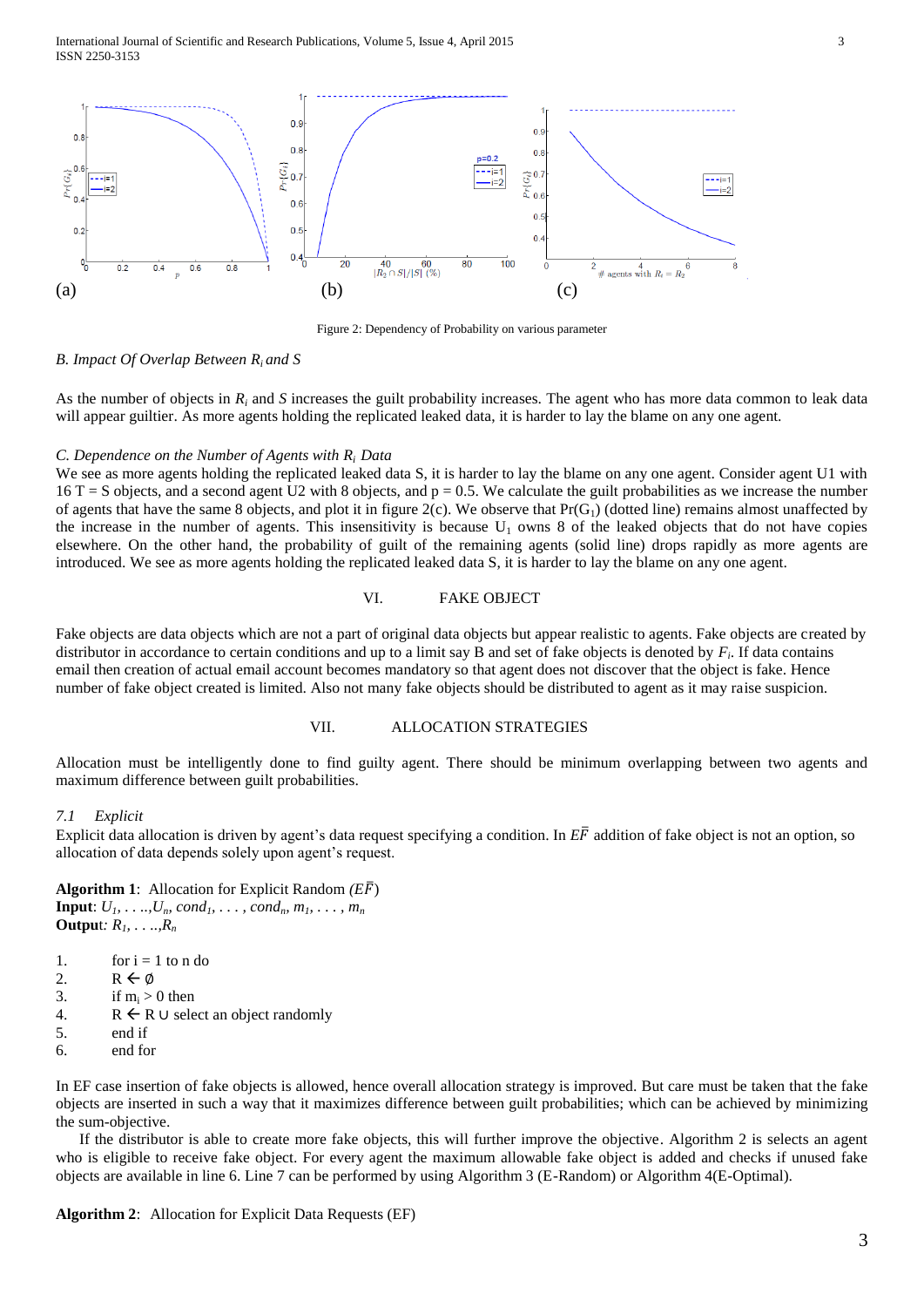Figure 2: Dependency of Probability on various parameter

### B. Impact Of Overlap Between $R_i$ and S

As the number of objects in $R_i$ and *S* increases the guilt probability increases. The agent who has more data common to leak data will appear guiltier. As more agents holding the replicated leaked data, it is harder to lay the blame on any one agent.

### C. Dependence on the Number of Agents with $R_i$ Data

We see as more agents holding the replicated leaked data S, it is harder to lay the blame on any one agent. Consider agent U1 with 16 T = S objects, and a second agent U2 with 8 objects, and p = 0.5. We calculate the guilt probabilities as we increase the number of agents that have the same 8 objects, and plot it in figure 2(c). We observe that $Pr(G_1)$ (dotted line) remains almost unaffected by the increase in the number of agents. This insensitivity is because $U_1$ owns 8 of the leaked objects that do not have copies elsewhere. On the other hand, the probability of guilt of the remaining agents (solid line) drops rapidly as more agents are introduced. We see as more agents holding the replicated leaked data S, it is harder to lay the blame on any one agent.

## VI. FAKE OBJECT

Fake objects are data objects which are not a part of original data objects but appear realistic to agents. Fake objects are created by distributor in accordance to certain conditions and up to a limit say B and set of fake objects is denoted by $F_i$. If data contains email then creation of actual email account becomes mandatory so that agent does not discover that the object is fake. Hence number of fake object created is limited. Also not many fake objects should be distributed to agent as it may raise suspicion.

## VII. ALLOCATION STRATEGIES

Allocation must be intelligently done to find guilty agent. There should be minimum overlapping between two agents and maximum difference between guilt probabilities.

### 7.1 Explicit

Explicit data allocation is driven by agent's data request specifying a condition. In $E\bar{F}$ addition of fake object is not an option, so allocation of data depends solely upon agent's request.

**Algorithm 1**: Allocation for Explicit Random *($E\bar{F}$)*
**Input**: $U_1, \ldots, U_n, cond_1, \ldots, cond_n, m_1, \ldots, m_n$
**Output**: $R_1, \ldots, R_n$

1. for i = 1 to n do
2. R ← ∅
3. if $m_i > 0$ then
4. R ← R ∪ select an object randomly
5. end if
6. end for

In EF case insertion of fake objects is allowed, hence overall allocation strategy is improved. But care must be taken that the fake objects are inserted in such a way that it maximizes difference between guilt probabilities; which can be achieved by minimizing the sum-objective.

If the distributor is able to create more fake objects, this will further improve the objective. Algorithm 2 is selects an agent who is eligible to receive fake object. For every agent the maximum allowable fake object is added and checks if unused fake objects are available in line 6. Line 7 can be performed by using Algorithm 3 (E-Random) or Algorithm 4(E-Optimal).

**Algorithm 2**: Allocation for Explicit Data Requests (EF)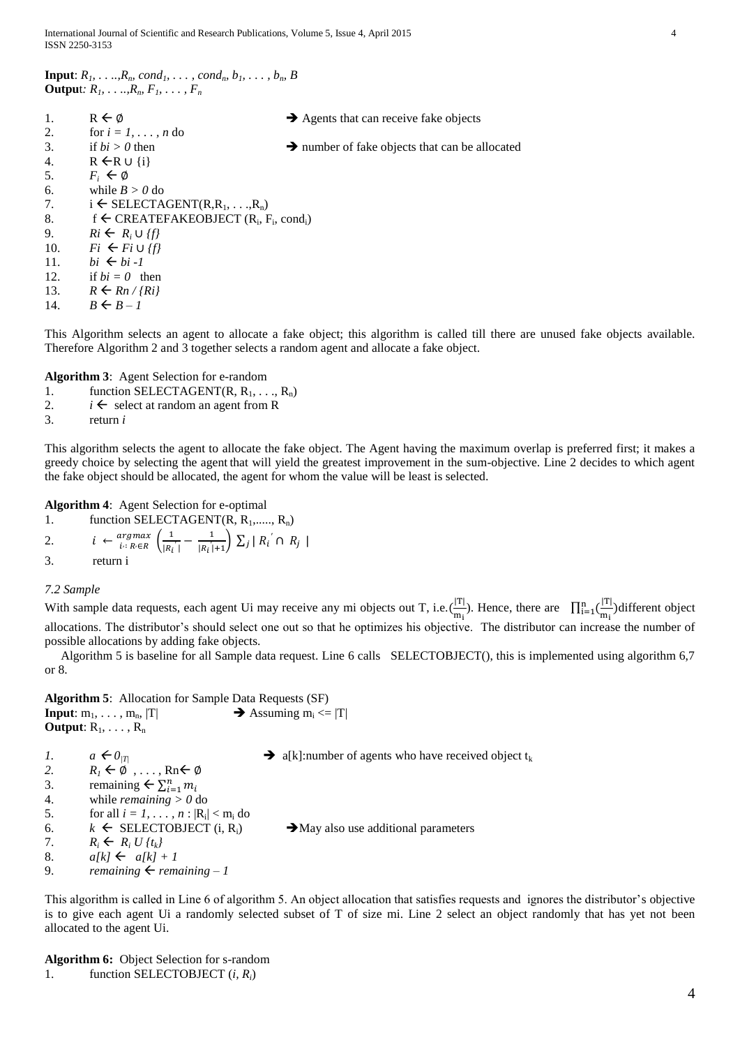**Input**: $R_1, \ldots, R_n, cond_1, \ldots, cond_n, b_1, \ldots, b_n, B$
**Output**: $R_1, \ldots, R_n, F_1, \ldots, F_n$

```
1.   R ← ∅                                   ➔ Agents that can receive fake objects
2.   for i = 1, . . . , n do
3.   if bi > 0 then                          ➔ number of fake objects that can be allocated
4.   R ←R ∪ {i}
5.   Fi ← ∅
6.   while B > 0 do
7.   i ← SELECTAGENT(R,R1, . . .,Rn)
8.   f ← CREATEFAKEOBJECT (Ri, Fi, condi)
9.   Ri ← Ri ∪ {f}
10.  Fi ← Fi ∪ {f}
11.  bi ← bi -1
12.  if bi = 0  then
13.  R ← Rn / {Ri}
14.  B ← B – 1
```

This Algorithm selects an agent to allocate a fake object; this algorithm is called till there are unused fake objects available. Therefore Algorithm 2 and 3 together selects a random agent and allocate a fake object.

**Algorithm 3**: Agent Selection for e-random

```
1.   function SELECTAGENT(R, R1, . . ., Rn)
2.   i ← select at random an agent from R
3.   return i
```

This algorithm selects the agent to allocate the fake object. The Agent having the maximum overlap is preferred first; it makes a greedy choice by selecting the agent that will yield the greatest improvement in the sum-objective. Line 2 decides to which agent the fake object should be allocated, the agent for whom the value will be least is selected.

**Algorithm 4**: Agent Selection for e-optimal

1. function SELECTAGENT(R, $R_1$,....., $R_n$)
2. $i \leftarrow \underset{i':R_{i'} \in R}{argmax} \left(\frac{1}{|R_{i'}|} - \frac{1}{|R_{i'}|+1}\right) \sum_j |R_{i'} \cap R_j|$
3. return i

*7.2 Sample*

With sample data requests, each agent Ui may receive any mi objects out T, i.e.$\binom{|T|}{m_i}$. Hence, there are $\prod_{i=1}^{n}\binom{|T|}{m_i}$ different object allocations. The distributor's should select one out so that he optimizes his objective. The distributor can increase the number of possible allocations by adding fake objects.

Algorithm 5 is baseline for all Sample data request. Line 6 calls SELECTOBJECT(), this is implemented using algorithm 6,7 or 8.

**Algorithm 5**: Allocation for Sample Data Requests (SF)
**Input**: $m_1, \ldots, m_n, |T|$ ➔ Assuming $m_i \le |T|$
**Output**: $R_1, \ldots, R_n$

```
1.   a ← 0|T|                                ➔ a[k]:number of agents who have received object tk
2.   R1 ← ∅ , . . . , Rn← ∅
3.   remaining ← Σ(i=1..n) mi
4.   while remaining > 0 do
5.   for all i = 1, . . . , n : |Ri| < mi do
6.   k ← SELECTOBJECT (i, Ri)                ➔May also use additional parameters
7.   Ri ← Ri U {tk}
8.   a[k] ← a[k] + 1
9.   remaining ← remaining – 1
```

This algorithm is called in Line 6 of algorithm 5. An object allocation that satisfies requests and ignores the distributor's objective is to give each agent Ui a randomly selected subset of T of size mi. Line 2 select an object randomly that has yet not been allocated to the agent Ui.

**Algorithm 6:** Object Selection for s-random

```
1.   function SELECTOBJECT (i, Ri)
```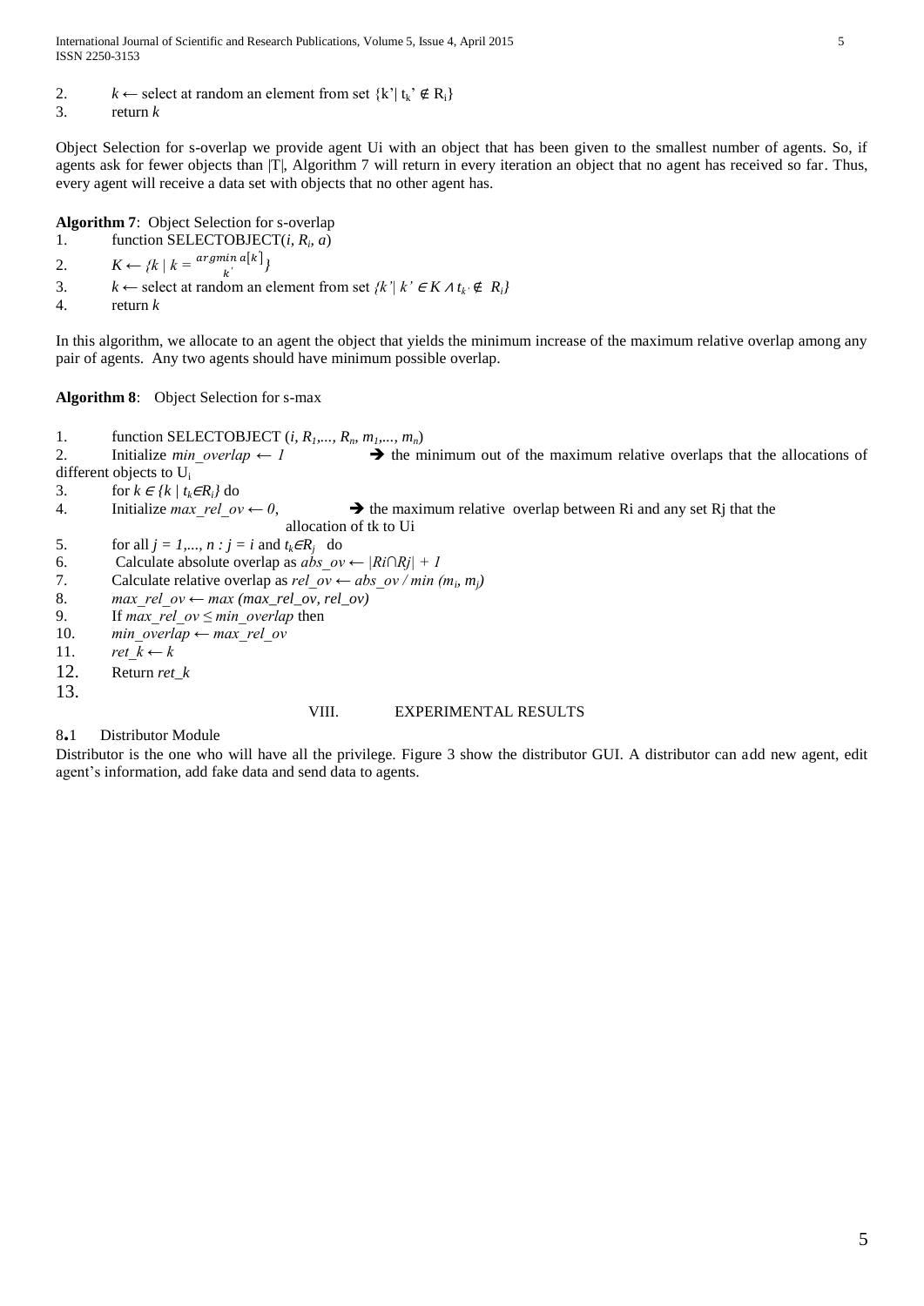2. $k \leftarrow$ select at random an element from set $\{k' | t_{k'} \notin R_i\}$
3. return $k$

Object Selection for s-overlap we provide agent Ui with an object that has been given to the smallest number of agents. So, if agents ask for fewer objects than |T|, Algorithm 7 will return in every iteration an object that no agent has received so far. Thus, every agent will receive a data set with objects that no other agent has.

**Algorithm 7**: Object Selection for s-overlap

1. function SELECTOBJECT($i$, $R_i$, $a$)
2. $K \leftarrow \{k \mid k = \underset{k'}{argmin}\, a[k']\}$
3. $k \leftarrow$ select at random an element from set $\{k' | k' \in K \wedge t_{k'} \notin R_i\}$
4. return $k$

In this algorithm, we allocate to an agent the object that yields the minimum increase of the maximum relative overlap among any pair of agents. Any two agents should have minimum possible overlap.

**Algorithm 8**: Object Selection for s-max

1. function SELECTOBJECT ($i$, $R_1$,..., $R_n$, $m_1$,..., $m_n$)
2. Initialize $min\_overlap \leftarrow 1$ → the minimum out of the maximum relative overlaps that the allocations of different objects to $U_i$
3. for $k \in \{k \mid t_k \in R_i\}$ do
4. Initialize $max\_rel\_ov \leftarrow 0$, → the maximum relative overlap between Ri and any set Rj that the allocation of tk to Ui
5. for all $j = 1,..., n : j = i$ and $t_k \in R_j$ do
6. Calculate absolute overlap as $abs\_ov \leftarrow |Ri \cap Rj| + 1$
7. Calculate relative overlap as $rel\_ov \leftarrow abs\_ov / min (m_i, m_j)$
8. $max\_rel\_ov \leftarrow max (max\_rel\_ov, rel\_ov)$
9. If $max\_rel\_ov \leq min\_overlap$ then
10. $min\_overlap \leftarrow max\_rel\_ov$
11. $ret\_k \leftarrow k$
12. Return $ret\_k$
13.

## VIII. EXPERIMENTAL RESULTS

### 8.1 Distributor Module

Distributor is the one who will have all the privilege. Figure 3 show the distributor GUI. A distributor can add new agent, edit agent's information, add fake data and send data to agents.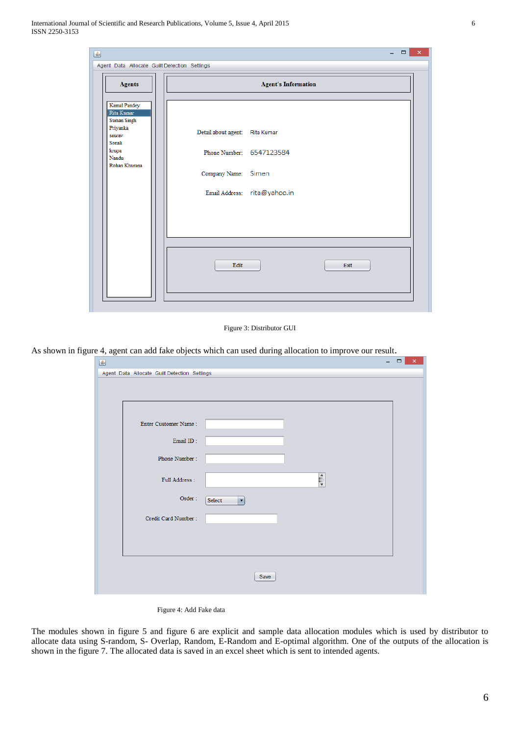Figure 3: Distributor GUI

As shown in figure 4, agent can add fake objects which can used during allocation to improve our result.

Figure 4: Add Fake data

The modules shown in figure 5 and figure 6 are explicit and sample data allocation modules which is used by distributor to allocate data using S-random, S- Overlap, Random, E-Random and E-optimal algorithm. One of the outputs of the allocation is shown in the figure 7. The allocated data is saved in an excel sheet which is sent to intended agents.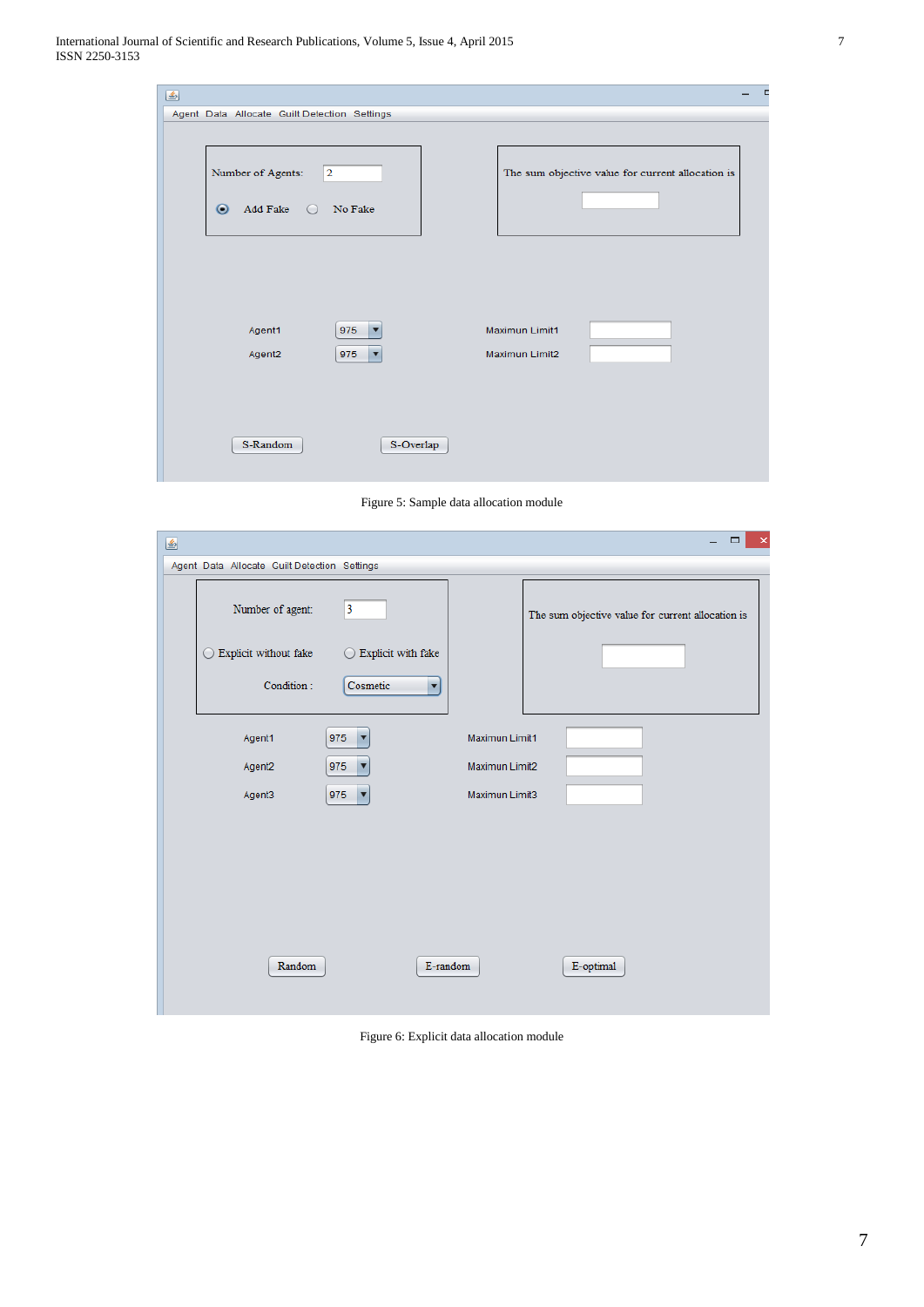Figure 5: Sample data allocation module

Figure 6: Explicit data allocation module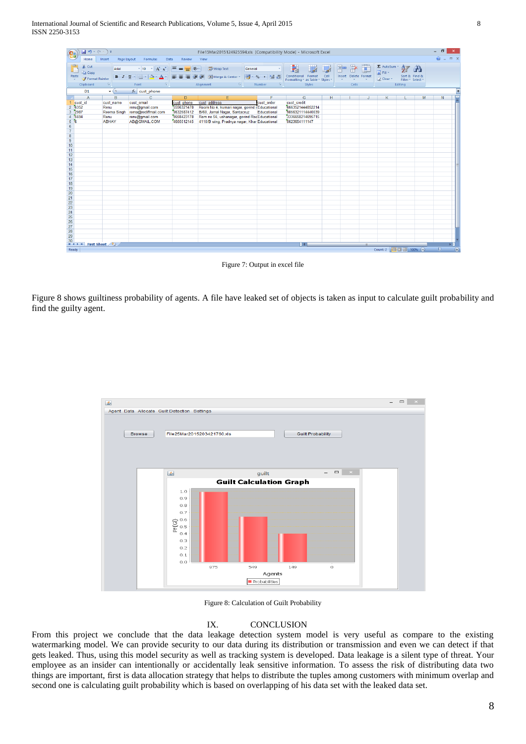Figure 7: Output in excel file

Figure 8 shows guiltiness probability of agents. A file have leaked set of objects is taken as input to calculate guilt probability and find the guilty agent.

Figure 8: Calculation of Guilt Probability

## IX. CONCLUSION

From this project we conclude that the data leakage detection system model is very useful as compare to the existing watermarking model. We can provide security to our data during its distribution or transmission and even we can detect if that gets leaked. Thus, using this model security as well as tracking system is developed. Data leakage is a silent type of threat. Your employee as an insider can intentionally or accidentally leak sensitive information. To assess the risk of distributing data two things are important, first is data allocation strategy that helps to distribute the tuples among customers with minimum overlap and second one is calculating guilt probability which is based on overlapping of his data set with the leaked data set.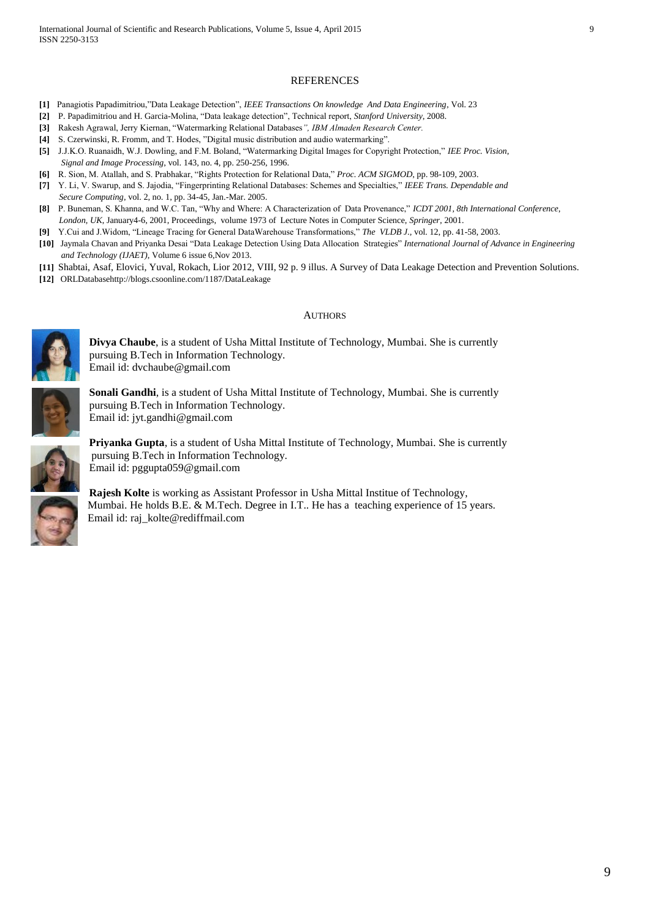## REFERENCES

**[1]** Panagiotis Papadimitriou,"Data Leakage Detection", *IEEE Transactions On knowledge And Data Engineering*, Vol. 23

**[2]** P. Papadimitriou and H. Garcia-Molina, "Data leakage detection", Technical report, *Stanford University*, 2008.

**[3]** Rakesh Agrawal, Jerry Kiernan, "Watermarking Relational Databases*", IBM Almaden Research Center.*

**[4]** S. Czerwinski, R. Fromm, and T. Hodes, "Digital music distribution and audio watermarking".

**[5]** J.J.K.O. Ruanaidh, W.J. Dowling, and F.M. Boland, "Watermarking Digital Images for Copyright Protection," *IEE Proc. Vision, Signal and Image Processing*, vol. 143, no. 4, pp. 250-256, 1996.

**[6]** R. Sion, M. Atallah, and S. Prabhakar, "Rights Protection for Relational Data," *Proc. ACM SIGMOD*, pp. 98-109, 2003.

**[7]** Y. Li, V. Swarup, and S. Jajodia, "Fingerprinting Relational Databases: Schemes and Specialties," *IEEE Trans. Dependable and Secure Computing*, vol. 2, no. 1, pp. 34-45, Jan.-Mar. 2005.

**[8]** P. Buneman, S. Khanna, and W.C. Tan, "Why and Where: A Characterization of Data Provenance," *ICDT 2001, 8th International Conference, London, UK*, January4-6, 2001, Proceedings, volume 1973 of Lecture Notes in Computer Science, *Springer*, 2001.

**[9]** Y.Cui and J.Widom, "Lineage Tracing for General DataWarehouse Transformations," *The VLDB J.*, vol. 12, pp. 41-58, 2003.

**[10]** Jaymala Chavan and Priyanka Desai "Data Leakage Detection Using Data Allocation Strategies" *International Journal of Advance in Engineering and Technology (IJAET)*, Volume 6 issue 6,Nov 2013.

**[11]** Shabtai, Asaf, Elovici, Yuval, Rokach, Lior 2012, VIII, 92 p. 9 illus. A Survey of Data Leakage Detection and Prevention Solutions.

**[12]** ORLDatabasehttp://blogs.csoonline.com/1187/DataLeakage

## AUTHORS

**Divya Chaube**, is a student of Usha Mittal Institute of Technology, Mumbai. She is currently pursuing B.Tech in Information Technology.
Email id: dvchaube@gmail.com

**Sonali Gandhi**, is a student of Usha Mittal Institute of Technology, Mumbai. She is currently pursuing B.Tech in Information Technology.
Email id: jyt.gandhi@gmail.com

**Priyanka Gupta**, is a student of Usha Mittal Institute of Technology, Mumbai. She is currently pursuing B.Tech in Information Technology.
Email id: pggupta059@gmail.com

**Rajesh Kolte** is working as Assistant Professor in Usha Mittal Institue of Technology, Mumbai. He holds B.E. & M.Tech. Degree in I.T.. He has a teaching experience of 15 years.
Email id: raj_kolte@rediffmail.com